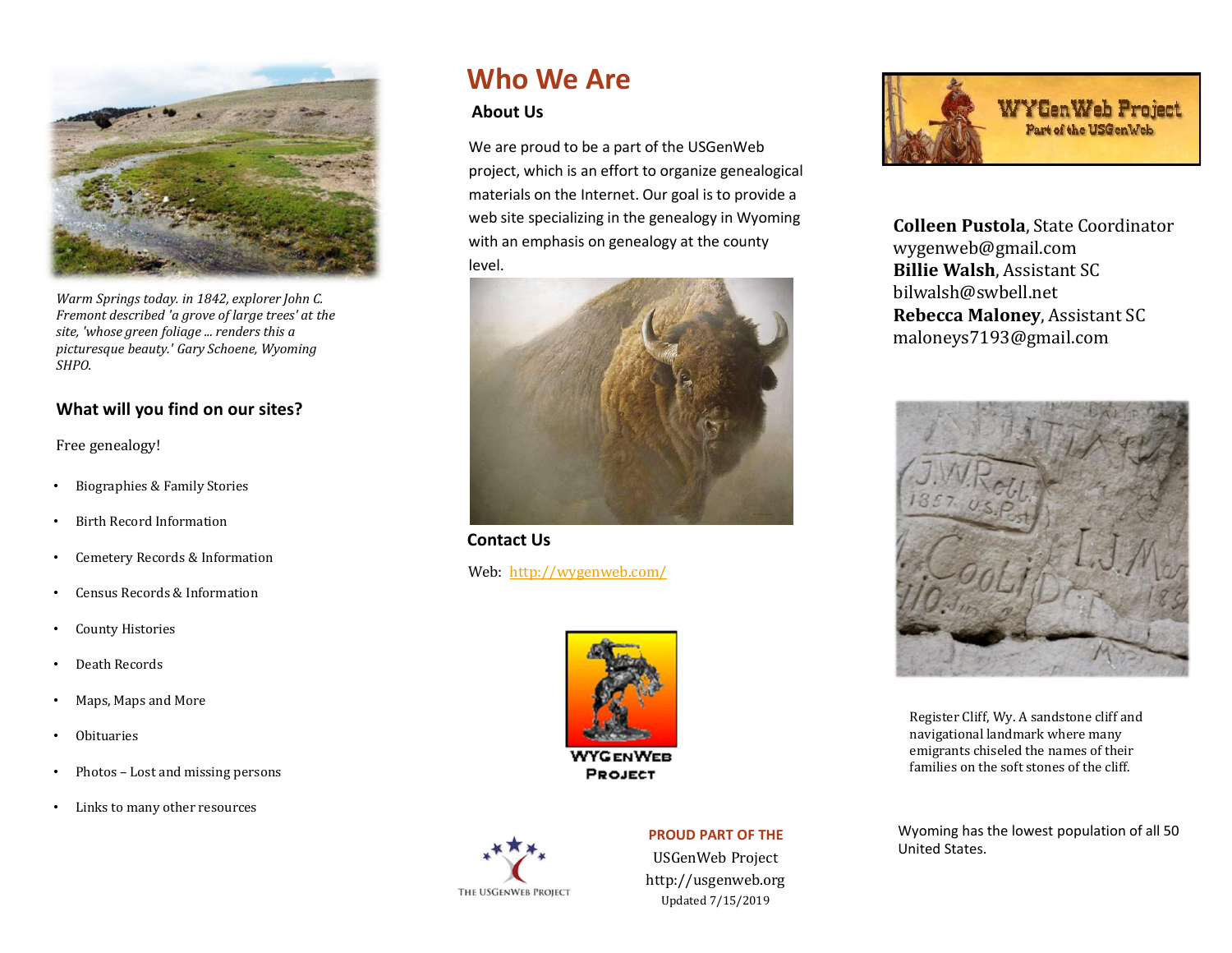*Warm Springs today. in 1842, explorer John C. Fremont described 'a grove of large trees' at the site, 'whose green foliage ... renders this a picturesque beauty.' Gary Schoene, Wyoming SHPO.*

### What will you find on our sites?

Free genealogy!

- Biographies & Family Stories
- Birth Record Information
- Cemetery Records & Information
- Census Records & Information
- County Histories
- Death Records
- Maps, Maps and More
- Obituaries
- Photos – Lost and missing persons
- Links to many other resources

# Who We Are

### About Us

We are proud to be a part of the USGenWeb project, which is an effort to organize genealogical materials on the Internet. Our goal is to provide a web site specializing in the genealogy in Wyoming with an emphasis on genealogy at the county level.

### Contact Us

Web: http://wygenweb.com/

WYGenWeb Project

THE USGENWEB PROJECT

**PROUD PART OF THE**
USGenWeb Project
http://usgenweb.org
Updated 7/15/2019

WYGenWeb Project
Part of the USGenWeb

**Colleen Pustola**, State Coordinator
wygenweb@gmail.com
**Billie Walsh**, Assistant SC
bilwalsh@swbell.net
**Rebecca Maloney**, Assistant SC
maloneys7193@gmail.com

Register Cliff, Wy. A sandstone cliff and navigational landmark where many emigrants chiseled the names of their families on the soft stones of the cliff.

Wyoming has the lowest population of all 50 United States.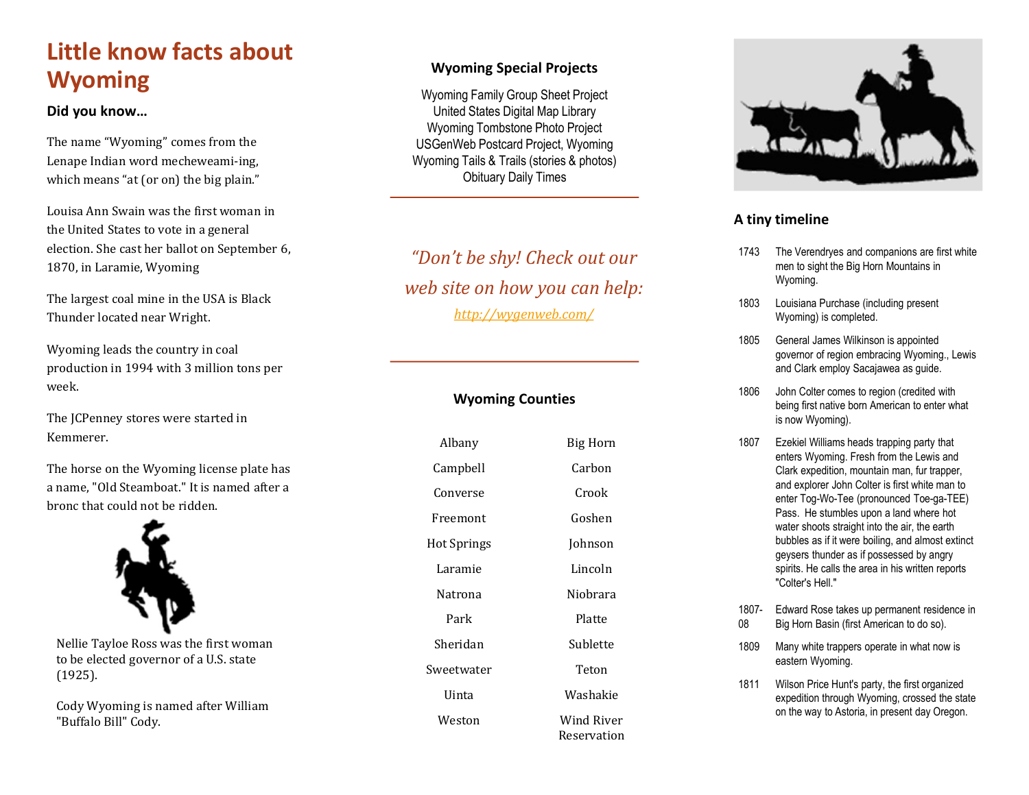# Little know facts about Wyoming

### Did you know…

The name "Wyoming" comes from the Lenape Indian word mecheweami-ing, which means "at (or on) the big plain."

Louisa Ann Swain was the first woman in the United States to vote in a general election. She cast her ballot on September 6, 1870, in Laramie, Wyoming

The largest coal mine in the USA is Black Thunder located near Wright.

Wyoming leads the country in coal production in 1994 with 3 million tons per week.

The JCPenney stores were started in Kemmerer.

The horse on the Wyoming license plate has a name, "Old Steamboat." It is named after a bronc that could not be ridden.

Nellie Tayloe Ross was the first woman to be elected governor of a U.S. state (1925).

Cody Wyoming is named after William "Buffalo Bill" Cody.

### Wyoming Special Projects

Wyoming Family Group Sheet Project
United States Digital Map Library
Wyoming Tombstone Photo Project
USGenWeb Postcard Project, Wyoming
Wyoming Tails & Trails (stories & photos)
Obituary Daily Times

*"Don't be shy! Check out our web site on how you can help:*
[http://wygenweb.com/](http://wygenweb.com/)

### Wyoming Counties

| | |
|---|---|
| Albany | Big Horn |
| Campbell | Carbon |
| Converse | Crook |
| Freemont | Goshen |
| Hot Springs | Johnson |
| Laramie | Lincoln |
| Natrona | Niobrara |
| Park | Platte |
| Sheridan | Sublette |
| Sweetwater | Teton |
| Uinta | Washakie |
| Weston | Wind River Reservation |

### A tiny timeline

| | |
|---|---|
| 1743 | The Verendryes and companions are first white men to sight the Big Horn Mountains in Wyoming. |
| 1803 | Louisiana Purchase (including present Wyoming) is completed. |
| 1805 | General James Wilkinson is appointed governor of region embracing Wyoming., Lewis and Clark employ Sacajawea as guide. |
| 1806 | John Colter comes to region (credited with being first native born American to enter what is now Wyoming). |
| 1807 | Ezekiel Williams heads trapping party that enters Wyoming. Fresh from the Lewis and Clark expedition, mountain man, fur trapper, and explorer John Colter is first white man to enter Tog-Wo-Tee (pronounced Toe-ga-TEE) Pass. He stumbles upon a land where hot water shoots straight into the air, the earth bubbles as if it were boiling, and almost extinct geysers thunder as if possessed by angry spirits. He calls the area in his written reports "Colter's Hell." |
| 1807-08 | Edward Rose takes up permanent residence in Big Horn Basin (first American to do so). |
| 1809 | Many white trappers operate in what now is eastern Wyoming. |
| 1811 | Wilson Price Hunt's party, the first organized expedition through Wyoming, crossed the state on the way to Astoria, in present day Oregon. |